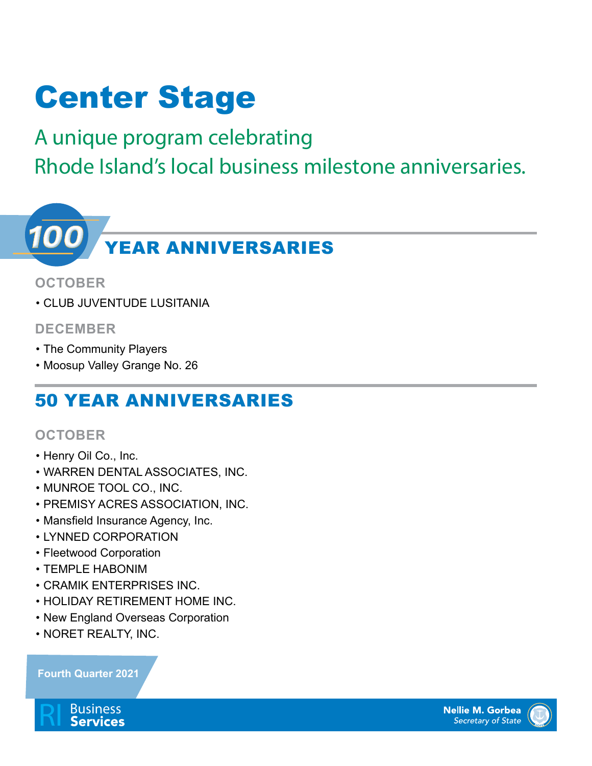# Center Stage

## A unique program celebrating Rhode Island's local business milestone anniversaries.

## 100 YEAR ANNIVERSARIES

### OCTOBER

- CLUB JUVENTUDE LUSITANIA

### DECEMBER

- The Community Players
- Moosup Valley Grange No. 26

## 50 YEAR ANNIVERSARIES

### OCTOBER

- Henry Oil Co., Inc.
- WARREN DENTAL ASSOCIATES, INC.
- MUNROE TOOL CO., INC.
- PREMISY ACRES ASSOCIATION, INC.
- Mansfield Insurance Agency, Inc.
- LYNNED CORPORATION
- Fleetwood Corporation
- TEMPLE HABONIM
- CRAMIK ENTERPRISES INC.
- HOLIDAY RETIREMENT HOME INC.
- New England Overseas Corporation
- NORET REALTY, INC.

Fourth Quarter 2021

RI Business Services

Nellie M. Gorbea
*Secretary of State*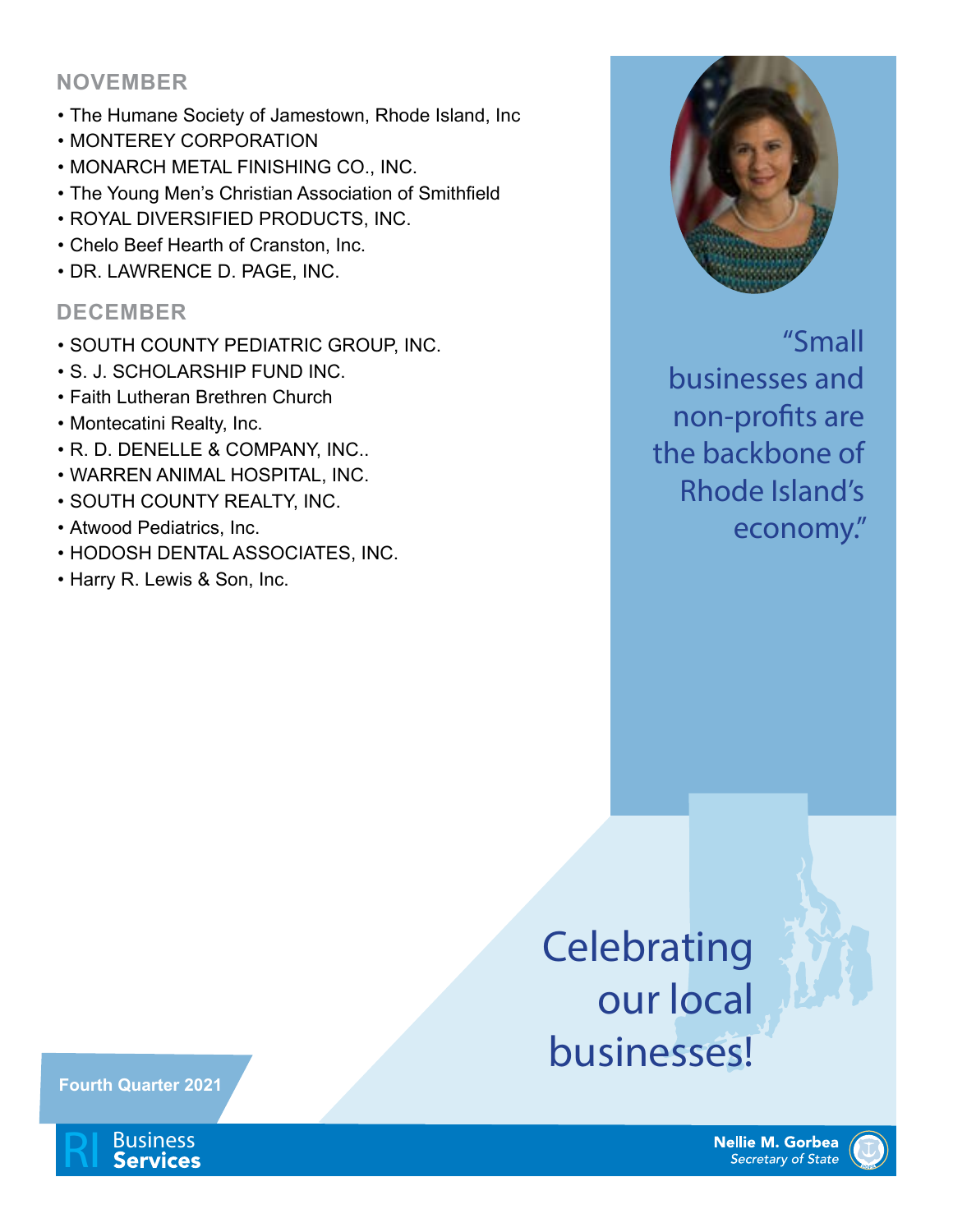## NOVEMBER

- The Humane Society of Jamestown, Rhode Island, Inc
- MONTEREY CORPORATION
- MONARCH METAL FINISHING CO., INC.
- The Young Men's Christian Association of Smithfield
- ROYAL DIVERSIFIED PRODUCTS, INC.
- Chelo Beef Hearth of Cranston, Inc.
- DR. LAWRENCE D. PAGE, INC.

## DECEMBER

- SOUTH COUNTY PEDIATRIC GROUP, INC.
- S. J. SCHOLARSHIP FUND INC.
- Faith Lutheran Brethren Church
- Montecatini Realty, Inc.
- R. D. DENELLE & COMPANY, INC..
- WARREN ANIMAL HOSPITAL, INC.
- SOUTH COUNTY REALTY, INC.
- Atwood Pediatrics, Inc.
- HODOSH DENTAL ASSOCIATES, INC.
- Harry R. Lewis & Son, Inc.

"Small businesses and non-profits are the backbone of Rhode Island's economy."

Celebrating our local businesses!

**Fourth Quarter 2021**

RI Business **Services**

**Nellie M. Gorbea**
*Secretary of State*